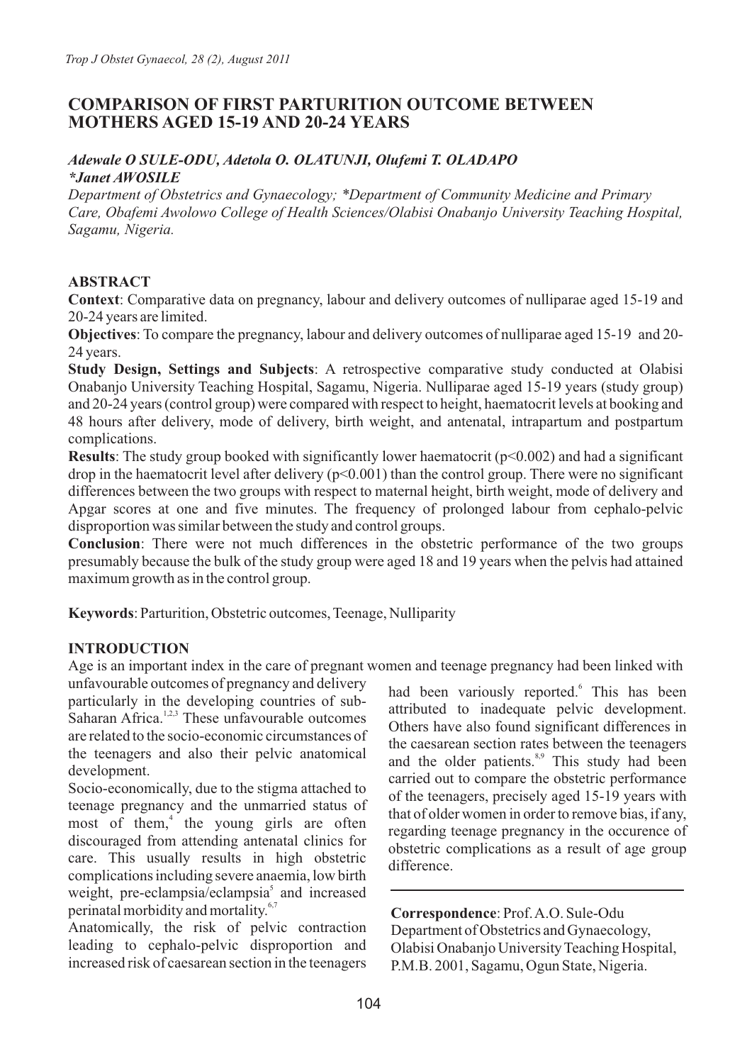# COMPARISON OF FIRST PARTURITION OUTCOME BETWEEN MOTHERS AGED 15-19 AND 20-24 YEARS

***Adewale O SULE-ODU, Adetola O. OLATUNJI, Olufemi T. OLADAPO***
***\*Janet AWOSILE***

*Department of Obstetrics and Gynaecology; \*Department of Community Medicine and Primary Care, Obafemi Awolowo College of Health Sciences/Olabisi Onabanjo University Teaching Hospital, Sagamu, Nigeria.*

## ABSTRACT

**Context**: Comparative data on pregnancy, labour and delivery outcomes of nulliparae aged 15-19 and 20-24 years are limited.

**Objectives**: To compare the pregnancy, labour and delivery outcomes of nulliparae aged 15-19 and 20-24 years.

**Study Design, Settings and Subjects**: A retrospective comparative study conducted at Olabisi Onabanjo University Teaching Hospital, Sagamu, Nigeria. Nulliparae aged 15-19 years (study group) and 20-24 years (control group) were compared with respect to height, haematocrit levels at booking and 48 hours after delivery, mode of delivery, birth weight, and antenatal, intrapartum and postpartum complications.

**Results**: The study group booked with significantly lower haematocrit ($p<0.002$) and had a significant drop in the haematocrit level after delivery ($p<0.001$) than the control group. There were no significant differences between the two groups with respect to maternal height, birth weight, mode of delivery and Apgar scores at one and five minutes. The frequency of prolonged labour from cephalo-pelvic disproportion was similar between the study and control groups.

**Conclusion**: There were not much differences in the obstetric performance of the two groups presumably because the bulk of the study group were aged 18 and 19 years when the pelvis had attained maximum growth as in the control group.

**Keywords**: Parturition, Obstetric outcomes, Teenage, Nulliparity

## INTRODUCTION

Age is an important index in the care of pregnant women and teenage pregnancy had been linked with unfavourable outcomes of pregnancy and delivery particularly in the developing countries of sub-Saharan Africa.[1,2,3] These unfavourable outcomes are related to the socio-economic circumstances of the teenagers and also their pelvic anatomical development.

Socio-economically, due to the stigma attached to teenage pregnancy and the unmarried status of most of them,[4] the young girls are often discouraged from attending antenatal clinics for care. This usually results in high obstetric complications including severe anaemia, low birth weight, pre-eclampsia/eclampsia[5] and increased perinatal morbidity and mortality.[6,7]

Anatomically, the risk of pelvic contraction leading to cephalo-pelvic disproportion and increased risk of caesarean section in the teenagers had been variously reported.[6] This has been attributed to inadequate pelvic development. Others have also found significant differences in the caesarean section rates between the teenagers and the older patients.[8,9] This study had been carried out to compare the obstetric performance of the teenagers, precisely aged 15-19 years with that of older women in order to remove bias, if any, regarding teenage pregnancy in the occurence of obstetric complications as a result of age group difference.

**Correspondence**: Prof. A.O. Sule-Odu
Department of Obstetrics and Gynaecology,
Olabisi Onabanjo University Teaching Hospital,
P.M.B. 2001, Sagamu, Ogun State, Nigeria.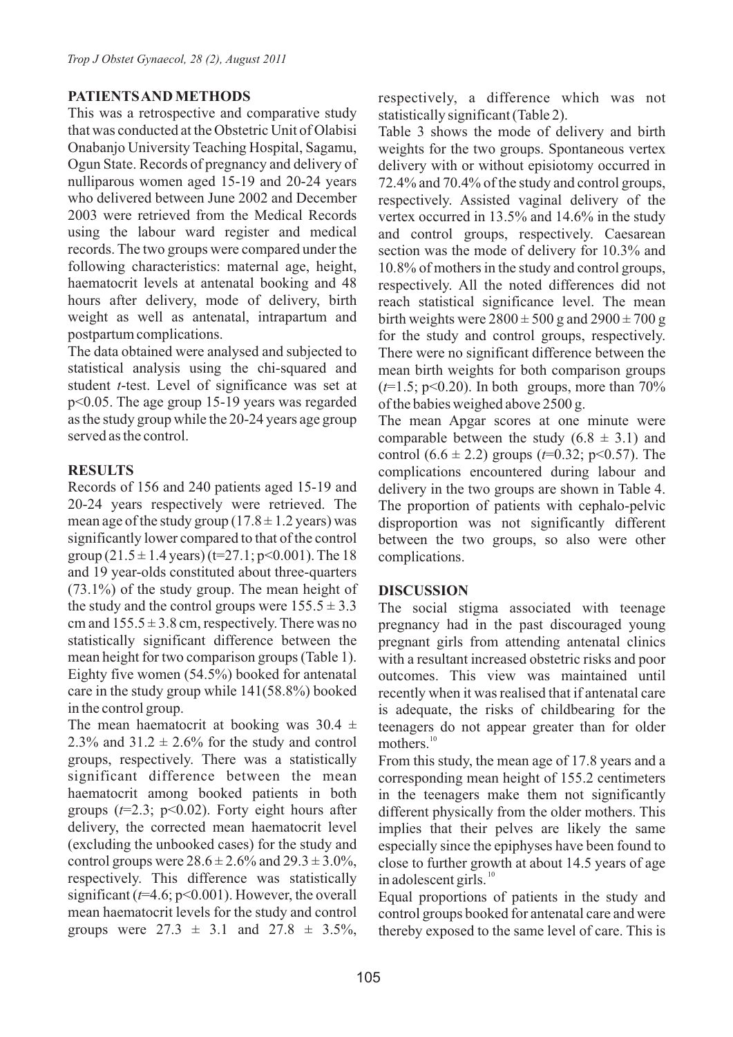## PATIENTS AND METHODS

This was a retrospective and comparative study that was conducted at the Obstetric Unit of Olabisi Onabanjo University Teaching Hospital, Sagamu, Ogun State. Records of pregnancy and delivery of nulliparous women aged 15-19 and 20-24 years who delivered between June 2002 and December 2003 were retrieved from the Medical Records using the labour ward register and medical records. The two groups were compared under the following characteristics: maternal age, height, haematocrit levels at antenatal booking and 48 hours after delivery, mode of delivery, birth weight as well as antenatal, intrapartum and postpartum complications.

The data obtained were analysed and subjected to statistical analysis using the chi-squared and student *t*-test. Level of significance was set at $p<0.05$. The age group 15-19 years was regarded as the study group while the 20-24 years age group served as the control.

## RESULTS

Records of 156 and 240 patients aged 15-19 and 20-24 years respectively were retrieved. The mean age of the study group (17.8 ± 1.2 years) was significantly lower compared to that of the control group (21.5 ± 1.4 years) ($t=27.1$; $p<0.001$). The 18 and 19 year-olds constituted about three-quarters (73.1%) of the study group. The mean height of the study and the control groups were 155.5 ± 3.3 cm and 155.5 ± 3.8 cm, respectively. There was no statistically significant difference between the mean height for two comparison groups (Table 1). Eighty five women (54.5%) booked for antenatal care in the study group while 141(58.8%) booked in the control group.

The mean haematocrit at booking was 30.4 ± 2.3% and 31.2 ± 2.6% for the study and control groups, respectively. There was a statistically significant difference between the mean haematocrit among booked patients in both groups ($t=2.3$; $p<0.02$). Forty eight hours after delivery, the corrected mean haematocrit level (excluding the unbooked cases) for the study and control groups were 28.6 ± 2.6% and 29.3 ± 3.0%, respectively. This difference was statistically significant ($t=4.6$; $p<0.001$). However, the overall mean haematocrit levels for the study and control groups were 27.3 ± 3.1 and 27.8 ± 3.5%, respectively, a difference which was not statistically significant (Table 2).

Table 3 shows the mode of delivery and birth weights for the two groups. Spontaneous vertex delivery with or without episiotomy occurred in 72.4% and 70.4% of the study and control groups, respectively. Assisted vaginal delivery of the vertex occurred in 13.5% and 14.6% in the study and control groups, respectively. Caesarean section was the mode of delivery for 10.3% and 10.8% of mothers in the study and control groups, respectively. All the noted differences did not reach statistical significance level. The mean birth weights were 2800 ± 500 g and 2900 ± 700 g for the study and control groups, respectively. There were no significant difference between the mean birth weights for both comparison groups ($t=1.5$; $p<0.20$). In both groups, more than 70% of the babies weighed above 2500 g.

The mean Apgar scores at one minute were comparable between the study (6.8 ± 3.1) and control (6.6 ± 2.2) groups ($t=0.32$; $p<0.57$). The complications encountered during labour and delivery in the two groups are shown in Table 4. The proportion of patients with cephalo-pelvic disproportion was not significantly different between the two groups, so also were other complications.

## DISCUSSION

The social stigma associated with teenage pregnancy had in the past discouraged young pregnant girls from attending antenatal clinics with a resultant increased obstetric risks and poor outcomes. This view was maintained until recently when it was realised that if antenatal care is adequate, the risks of childbearing for the teenagers do not appear greater than for older mothers.[10]

From this study, the mean age of 17.8 years and a corresponding mean height of 155.2 centimeters in the teenagers make them not significantly different physically from the older mothers. This implies that their pelves are likely the same especially since the epiphyses have been found to close to further growth at about 14.5 years of age in adolescent girls.[10]

Equal proportions of patients in the study and control groups booked for antenatal care and were thereby exposed to the same level of care. This is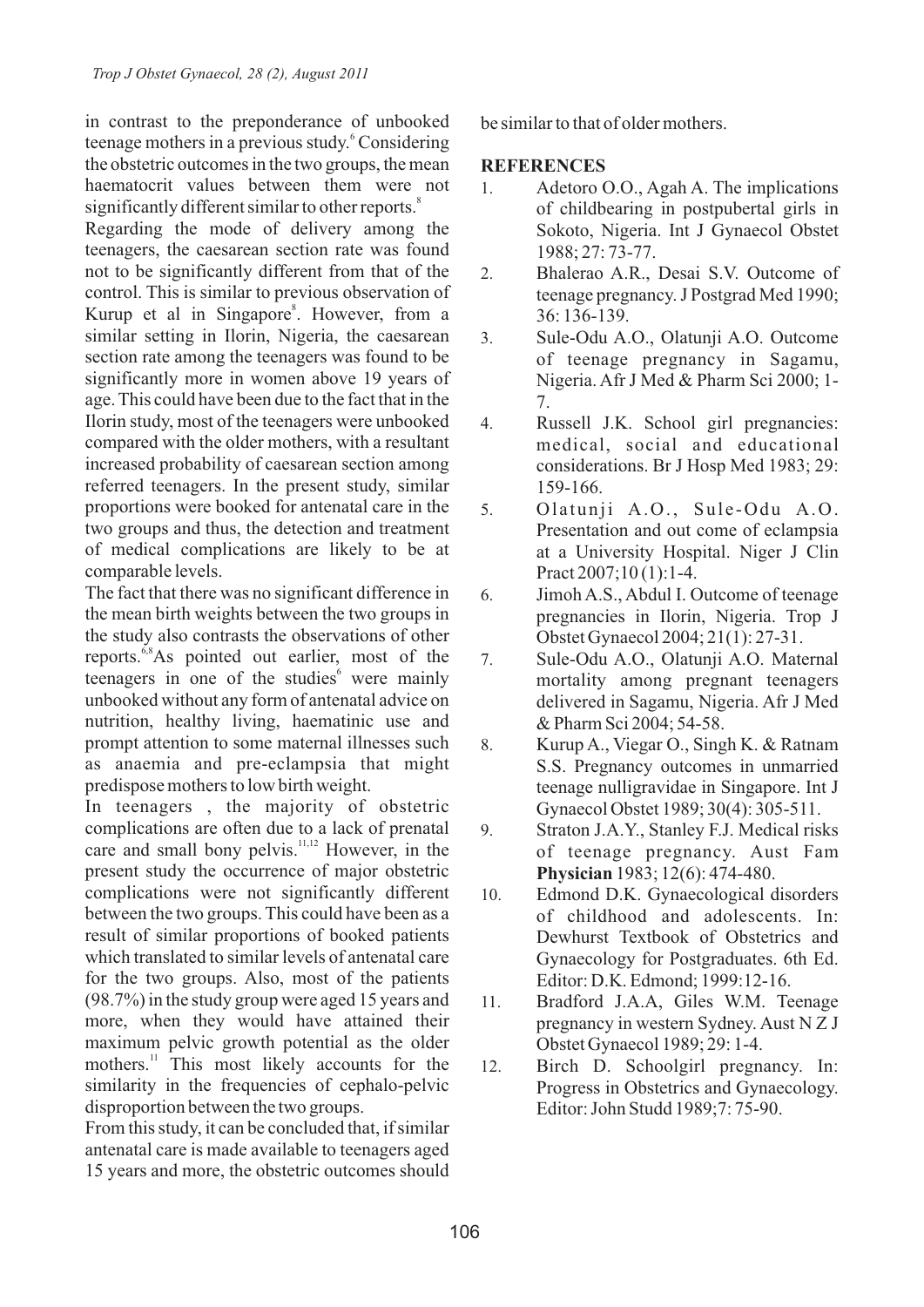in contrast to the preponderance of unbooked teenage mothers in a previous study.[6] Considering the obstetric outcomes in the two groups, the mean haematocrit values between them were not significantly different similar to other reports.[8]

Regarding the mode of delivery among the teenagers, the caesarean section rate was found not to be significantly different from that of the control. This is similar to previous observation of Kurup et al in Singapore[8]. However, from a similar setting in Ilorin, Nigeria, the caesarean section rate among the teenagers was found to be significantly more in women above 19 years of age. This could have been due to the fact that in the Ilorin study, most of the teenagers were unbooked compared with the older mothers, with a resultant increased probability of caesarean section among referred teenagers. In the present study, similar proportions were booked for antenatal care in the two groups and thus, the detection and treatment of medical complications are likely to be at comparable levels.

The fact that there was no significant difference in the mean birth weights between the two groups in the study also contrasts the observations of other reports.[6,8] As pointed out earlier, most of the teenagers in one of the studies[6] were mainly unbooked without any form of antenatal advice on nutrition, healthy living, haematinic use and prompt attention to some maternal illnesses such as anaemia and pre-eclampsia that might predispose mothers to low birth weight.

In teenagers , the majority of obstetric complications are often due to a lack of prenatal care and small bony pelvis.[11,12] However, in the present study the occurrence of major obstetric complications were not significantly different between the two groups. This could have been as a result of similar proportions of booked patients which translated to similar levels of antenatal care for the two groups. Also, most of the patients (98.7%) in the study group were aged 15 years and more, when they would have attained their maximum pelvic growth potential as the older mothers.[11] This most likely accounts for the similarity in the frequencies of cephalo-pelvic disproportion between the two groups.

From this study, it can be concluded that, if similar antenatal care is made available to teenagers aged 15 years and more, the obstetric outcomes should be similar to that of older mothers.

## REFERENCES

1. Adetoro O.O., Agah A. The implications of childbearing in postpubertal girls in Sokoto, Nigeria. Int J Gynaecol Obstet 1988; 27: 73-77.
2. Bhalerao A.R., Desai S.V. Outcome of teenage pregnancy. J Postgrad Med 1990; 36: 136-139.
3. Sule-Odu A.O., Olatunji A.O. Outcome of teenage pregnancy in Sagamu, Nigeria. Afr J Med & Pharm Sci 2000; 1-7.
4. Russell J.K. School girl pregnancies: medical, social and educational considerations. Br J Hosp Med 1983; 29: 159-166.
5. Olatunji A.O., Sule-Odu A.O. Presentation and out come of eclampsia at a University Hospital. Niger J Clin Pract 2007;10 (1):1-4.
6. Jimoh A.S., Abdul I. Outcome of teenage pregnancies in Ilorin, Nigeria. Trop J Obstet Gynaecol 2004; 21(1): 27-31.
7. Sule-Odu A.O., Olatunji A.O. Maternal mortality among pregnant teenagers delivered in Sagamu, Nigeria. Afr J Med & Pharm Sci 2004; 54-58.
8. Kurup A., Viegar O., Singh K. & Ratnam S.S. Pregnancy outcomes in unmarried teenage nulligravidae in Singapore. Int J Gynaecol Obstet 1989; 30(4): 305-511.
9. Straton J.A.Y., Stanley F.J. Medical risks of teenage pregnancy. Aust Fam **Physician** 1983; 12(6): 474-480.
10. Edmond D.K. Gynaecological disorders of childhood and adolescents. In: Dewhurst Textbook of Obstetrics and Gynaecology for Postgraduates. 6th Ed. Editor: D.K. Edmond; 1999:12-16.
11. Bradford J.A.A, Giles W.M. Teenage pregnancy in western Sydney. Aust N Z J Obstet Gynaecol 1989; 29: 1-4.
12. Birch D. Schoolgirl pregnancy. In: Progress in Obstetrics and Gynaecology. Editor: John Studd 1989;7: 75-90.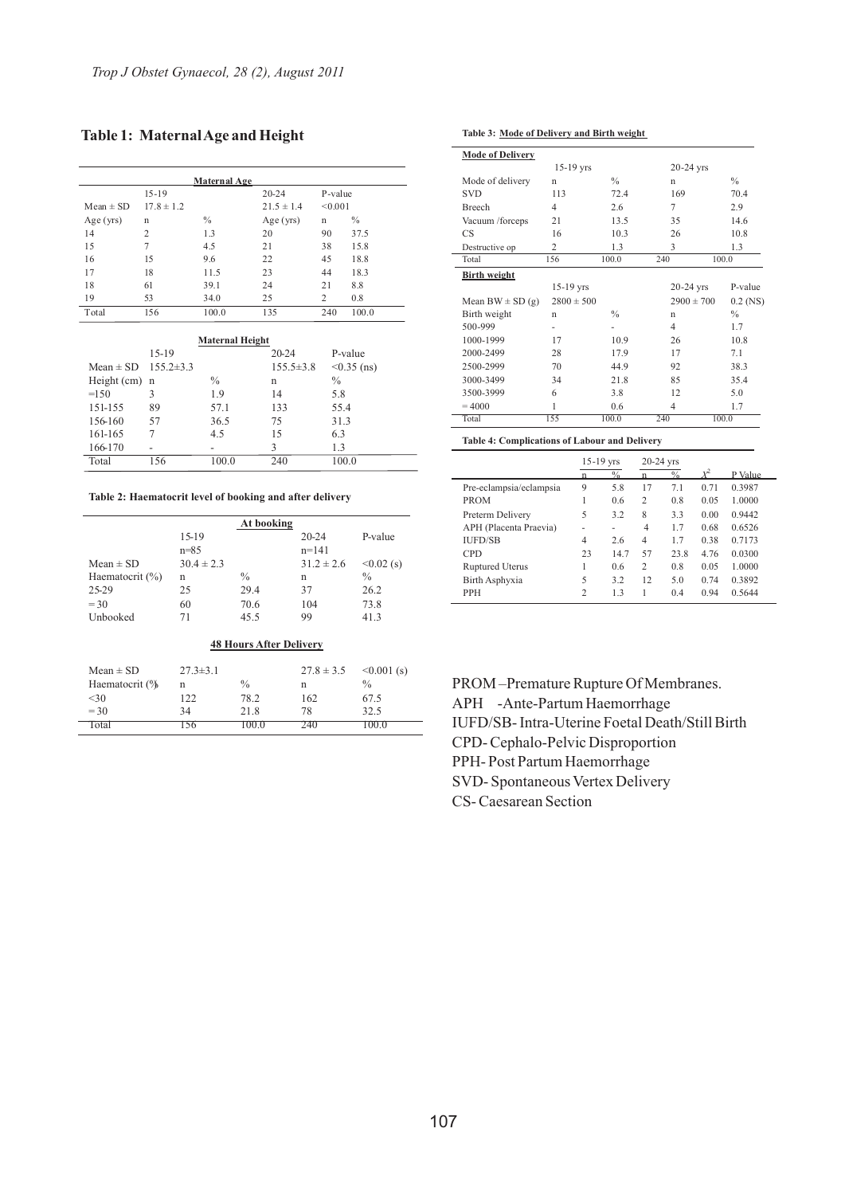**Table 1: Maternal Age and Height**

| Maternal Age | | | | | |
|---|---|---|---|---|---|
| | 15-19 | | 20-24 | P-value | |
| Mean ± SD | 17.8 ± 1.2 | | 21.5 ± 1.4 | <0.001 | |
| Age (yrs) | n | % | Age (yrs) | n | % |
| 14 | 2 | 1.3 | 20 | 90 | 37.5 |
| 15 | 7 | 4.5 | 21 | 38 | 15.8 |
| 16 | 15 | 9.6 | 22 | 45 | 18.8 |
| 17 | 18 | 11.5 | 23 | 44 | 18.3 |
| 18 | 61 | 39.1 | 24 | 21 | 8.8 |
| 19 | 53 | 34.0 | 25 | 2 | 0.8 |
| Total | 156 | 100.0 | 135 | 240 | 100.0 |

| Maternal Height | | | | |
|---|---|---|---|---|
| | 15-19 | | 20-24 | P-value |
| Mean ± SD | 155.2±3.3 | | 155.5±3.8 | <0.35 (ns) |
| Height (cm) | n | % | n | % |
| =150 | 3 | 1.9 | 14 | 5.8 |
| 151-155 | 89 | 57.1 | 133 | 55.4 |
| 156-160 | 57 | 36.5 | 75 | 31.3 |
| 161-165 | 7 | 4.5 | 15 | 6.3 |
| 166-170 | - | - | 3 | 1.3 |
| Total | 156 | 100.0 | 240 | 100.0 |

**Table 2: Haematocrit level of booking and after delivery**

| At booking | | | | |
|---|---|---|---|---|
| | 15-19 | | 20-24 | P-value |
| | n=85 | | n=141 | |
| Mean ± SD | 30.4 ± 2.3 | | 31.2 ± 2.6 | <0.02 (s) |
| Haematocrit (%) | n | % | n | % |
| 25-29 | 25 | 29.4 | 37 | 26.2 |
| = 30 | 60 | 70.6 | 104 | 73.8 |
| Unbooked | 71 | 45.5 | 99 | 41.3 |

| 48 Hours After Delivery | | | | |
|---|---|---|---|---|
| Mean ± SD | 27.3±3.1 | | 27.8 ± 3.5 | <0.001 (s) |
| Haematocrit (%) | n | % | n | % |
| <30 | 122 | 78.2 | 162 | 67.5 |
| = 30 | 34 | 21.8 | 78 | 32.5 |
| Total | 156 | 100.0 | 240 | 100.0 |

**Table 3: Mode of Delivery and Birth weight**

| Mode of Delivery | | | | |
|---|---|---|---|---|
| | 15-19 yrs | | 20-24 yrs | |
| Mode of delivery | n | % | n | % |
| SVD | 113 | 72.4 | 169 | 70.4 |
| Breech | 4 | 2.6 | 7 | 2.9 |
| Vacuum /forceps | 21 | 13.5 | 35 | 14.6 |
| CS | 16 | 10.3 | 26 | 10.8 |
| Destructive op | 2 | 1.3 | 3 | 1.3 |
| Total | 156 | 100.0 | 240 | 100.0 |

| Birth weight | | | | |
|---|---|---|---|---|
| | 15-19 yrs | | 20-24 yrs | P-value |
| Mean BW ± SD (g) | 2800 ± 500 | | 2900 ± 700 | 0.2 (NS) |
| Birth weight | n | % | n | % |
| 500-999 | - | - | 4 | 1.7 |
| 1000-1999 | 17 | 10.9 | 26 | 10.8 |
| 2000-2499 | 28 | 17.9 | 17 | 7.1 |
| 2500-2999 | 70 | 44.9 | 92 | 38.3 |
| 3000-3499 | 34 | 21.8 | 85 | 35.4 |
| 3500-3999 | 6 | 3.8 | 12 | 5.0 |
| = 4000 | 1 | 0.6 | 4 | 1.7 |
| Total | 155 | 100.0 | 240 | 100.0 |

**Table 4: Complications of Labour and Delivery**

| | 15-19 yrs | | 20-24 yrs | | | |
|---|---|---|---|---|---|---|
| | n | % | n | % | $\chi^2$ | P Value |
| Pre-eclampsia/eclampsia | 9 | 5.8 | 17 | 7.1 | 0.71 | 0.3987 |
| PROM | 1 | 0.6 | 2 | 0.8 | 0.05 | 1.0000 |
| Preterm Delivery | 5 | 3.2 | 8 | 3.3 | 0.00 | 0.9442 |
| APH (Placenta Praevia) | - | - | 4 | 1.7 | 0.68 | 0.6526 |
| IUFD/SB | 4 | 2.6 | 4 | 1.7 | 0.38 | 0.7173 |
| CPD | 23 | 14.7 | 57 | 23.8 | 4.76 | 0.0300 |
| Ruptured Uterus | 1 | 0.6 | 2 | 0.8 | 0.05 | 1.0000 |
| Birth Asphyxia | 5 | 3.2 | 12 | 5.0 | 0.74 | 0.3892 |
| PPH | 2 | 1.3 | 1 | 0.4 | 0.94 | 0.5644 |

PROM – Premature Rupture Of Membranes.
APH - Ante-Partum Haemorrhage
IUFD/SB - Intra-Uterine Foetal Death/Still Birth
CPD - Cephalo-Pelvic Disproportion
PPH - Post Partum Haemorrhage
SVD - Spontaneous Vertex Delivery
CS - Caesarean Section